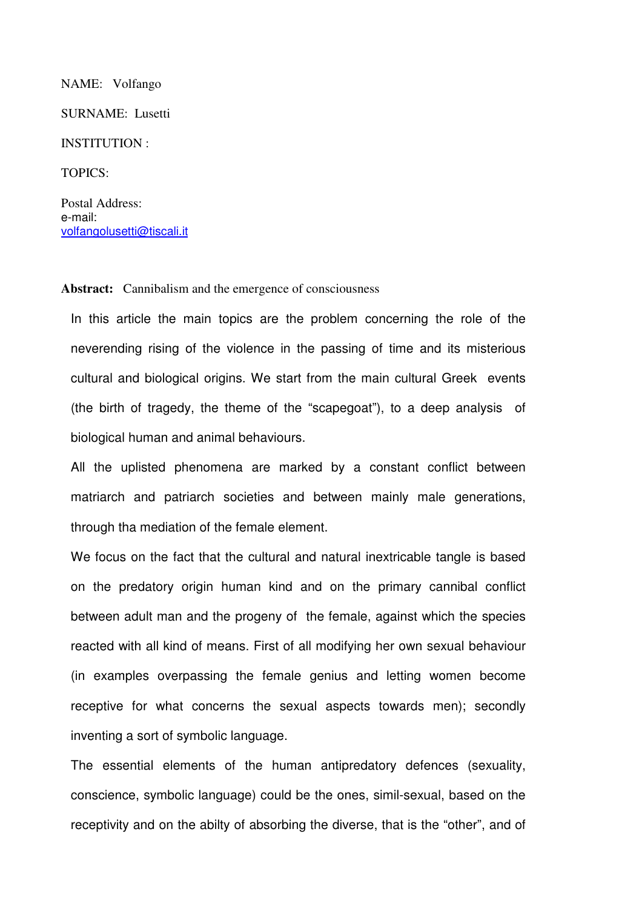NAME: Volfango

SURNAME: Lusetti

INSTITUTION :

TOPICS:

Postal Address:
e-mail:
volfangolusetti@tiscali.it

**Abstract:** Cannibalism and the emergence of consciousness

In this article the main topics are the problem concerning the role of the neverending rising of the violence in the passing of time and its misterious cultural and biological origins. We start from the main cultural Greek events (the birth of tragedy, the theme of the "scapegoat"), to a deep analysis of biological human and animal behaviours.

All the uplisted phenomena are marked by a constant conflict between matriarch and patriarch societies and between mainly male generations, through tha mediation of the female element.

We focus on the fact that the cultural and natural inextricable tangle is based on the predatory origin human kind and on the primary cannibal conflict between adult man and the progeny of the female, against which the species reacted with all kind of means. First of all modifying her own sexual behaviour (in examples overpassing the female genius and letting women become receptive for what concerns the sexual aspects towards men); secondly inventing a sort of symbolic language.

The essential elements of the human antipredatory defences (sexuality, conscience, symbolic language) could be the ones, simil-sexual, based on the receptivity and on the abilty of absorbing the diverse, that is the "other", and of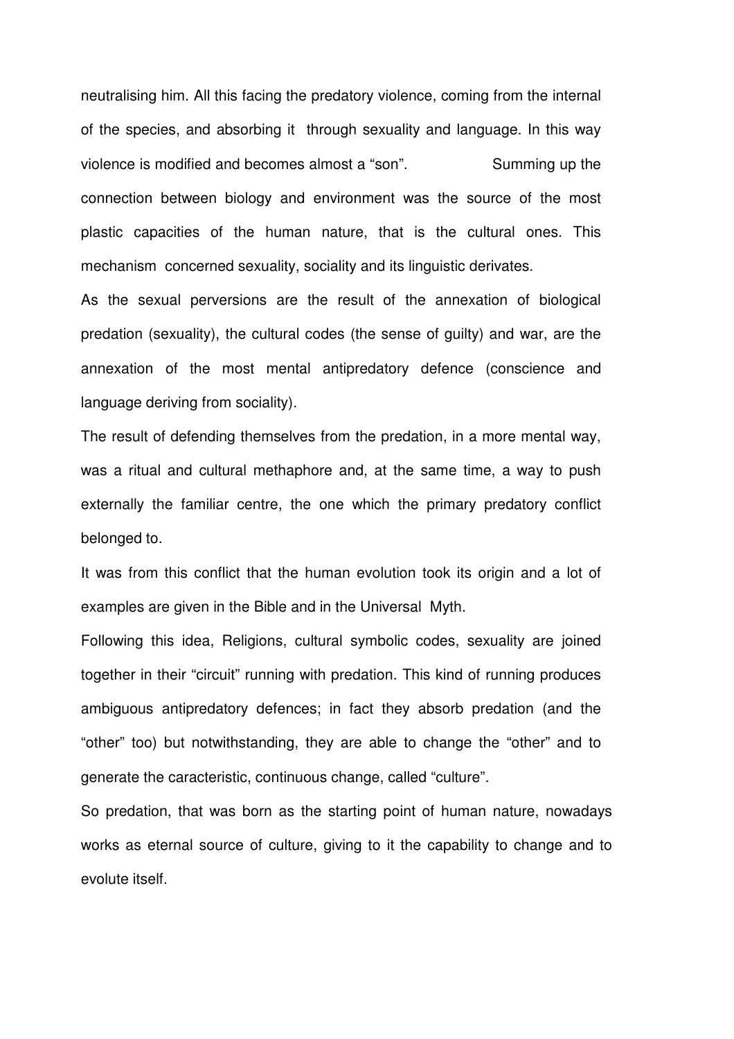neutralising him. All this facing the predatory violence, coming from the internal of the species, and absorbing it through sexuality and language. In this way violence is modified and becomes almost a "son". Summing up the connection between biology and environment was the source of the most plastic capacities of the human nature, that is the cultural ones. This mechanism concerned sexuality, sociality and its linguistic derivates.

As the sexual perversions are the result of the annexation of biological predation (sexuality), the cultural codes (the sense of guilty) and war, are the annexation of the most mental antipredatory defence (conscience and language deriving from sociality).

The result of defending themselves from the predation, in a more mental way, was a ritual and cultural methaphore and, at the same time, a way to push externally the familiar centre, the one which the primary predatory conflict belonged to.

It was from this conflict that the human evolution took its origin and a lot of examples are given in the Bible and in the Universal Myth.

Following this idea, Religions, cultural symbolic codes, sexuality are joined together in their "circuit" running with predation. This kind of running produces ambiguous antipredatory defences; in fact they absorb predation (and the "other" too) but notwithstanding, they are able to change the "other" and to generate the caracteristic, continuous change, called "culture".

So predation, that was born as the starting point of human nature, nowadays works as eternal source of culture, giving to it the capability to change and to evolute itself.